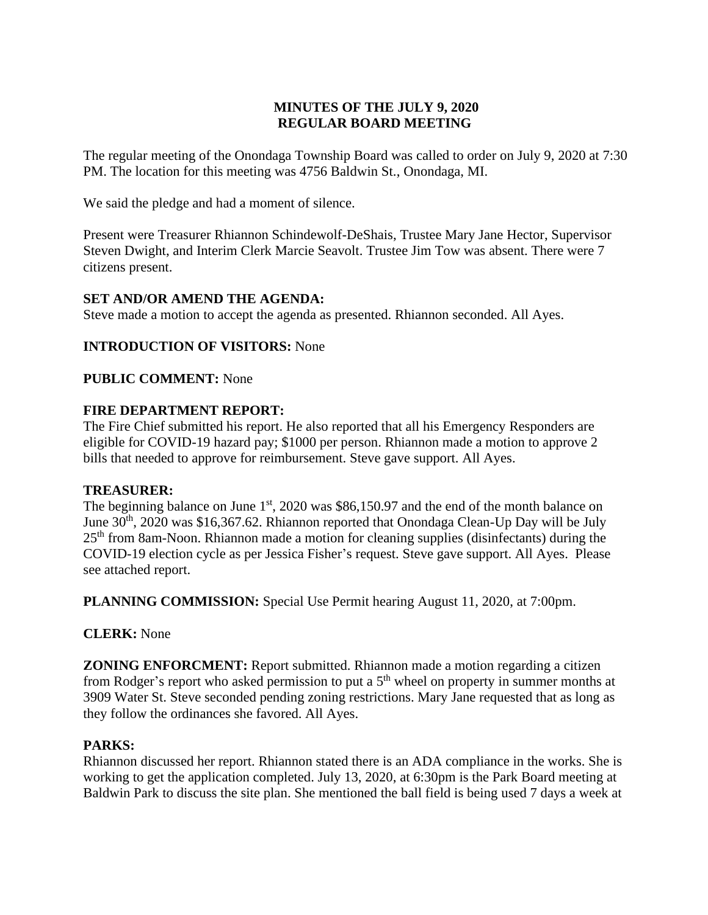**MINUTES OF THE JULY 9, 2020**
**REGULAR BOARD MEETING**

The regular meeting of the Onondaga Township Board was called to order on July 9, 2020 at 7:30 PM. The location for this meeting was 4756 Baldwin St., Onondaga, MI.

We said the pledge and had a moment of silence.

Present were Treasurer Rhiannon Schindewolf-DeShais, Trustee Mary Jane Hector, Supervisor Steven Dwight, and Interim Clerk Marcie Seavolt. Trustee Jim Tow was absent. There were 7 citizens present.

**SET AND/OR AMEND THE AGENDA:**
Steve made a motion to accept the agenda as presented. Rhiannon seconded. All Ayes.

**INTRODUCTION OF VISITORS:** None

**PUBLIC COMMENT:** None

**FIRE DEPARTMENT REPORT:**
The Fire Chief submitted his report. He also reported that all his Emergency Responders are eligible for COVID-19 hazard pay; $1000 per person. Rhiannon made a motion to approve 2 bills that needed to approve for reimbursement. Steve gave support. All Ayes.

**TREASURER:**
The beginning balance on June 1st, 2020 was $86,150.97 and the end of the month balance on June 30th, 2020 was $16,367.62. Rhiannon reported that Onondaga Clean-Up Day will be July 25th from 8am-Noon. Rhiannon made a motion for cleaning supplies (disinfectants) during the COVID-19 election cycle as per Jessica Fisher's request. Steve gave support. All Ayes. Please see attached report.

**PLANNING COMMISSION:** Special Use Permit hearing August 11, 2020, at 7:00pm.

**CLERK:** None

**ZONING ENFORCMENT:** Report submitted. Rhiannon made a motion regarding a citizen from Rodger's report who asked permission to put a 5th wheel on property in summer months at 3909 Water St. Steve seconded pending zoning restrictions. Mary Jane requested that as long as they follow the ordinances she favored. All Ayes.

**PARKS:**
Rhiannon discussed her report. Rhiannon stated there is an ADA compliance in the works. She is working to get the application completed. July 13, 2020, at 6:30pm is the Park Board meeting at Baldwin Park to discuss the site plan. She mentioned the ball field is being used 7 days a week at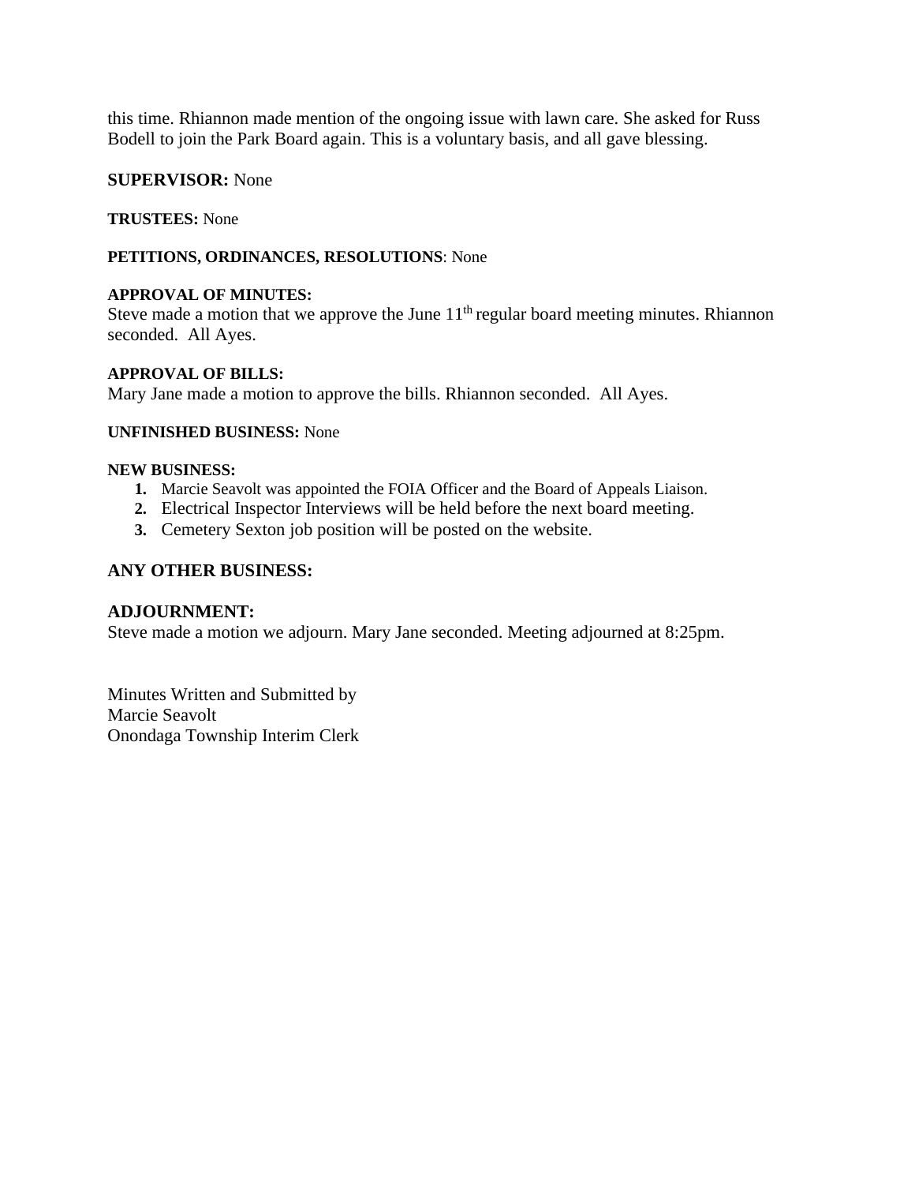this time. Rhiannon made mention of the ongoing issue with lawn care. She asked for Russ Bodell to join the Park Board again. This is a voluntary basis, and all gave blessing.

**SUPERVISOR:** None

**TRUSTEES:** None

**PETITIONS, ORDINANCES, RESOLUTIONS**: None

**APPROVAL OF MINUTES:**
Steve made a motion that we approve the June 11th regular board meeting minutes. Rhiannon seconded. All Ayes.

**APPROVAL OF BILLS:**
Mary Jane made a motion to approve the bills. Rhiannon seconded. All Ayes.

**UNFINISHED BUSINESS:** None

**NEW BUSINESS:**

1. Marcie Seavolt was appointed the FOIA Officer and the Board of Appeals Liaison.
2. Electrical Inspector Interviews will be held before the next board meeting.
3. Cemetery Sexton job position will be posted on the website.

**ANY OTHER BUSINESS:**

**ADJOURNMENT:**
Steve made a motion we adjourn. Mary Jane seconded. Meeting adjourned at 8:25pm.

Minutes Written and Submitted by
Marcie Seavolt
Onondaga Township Interim Clerk